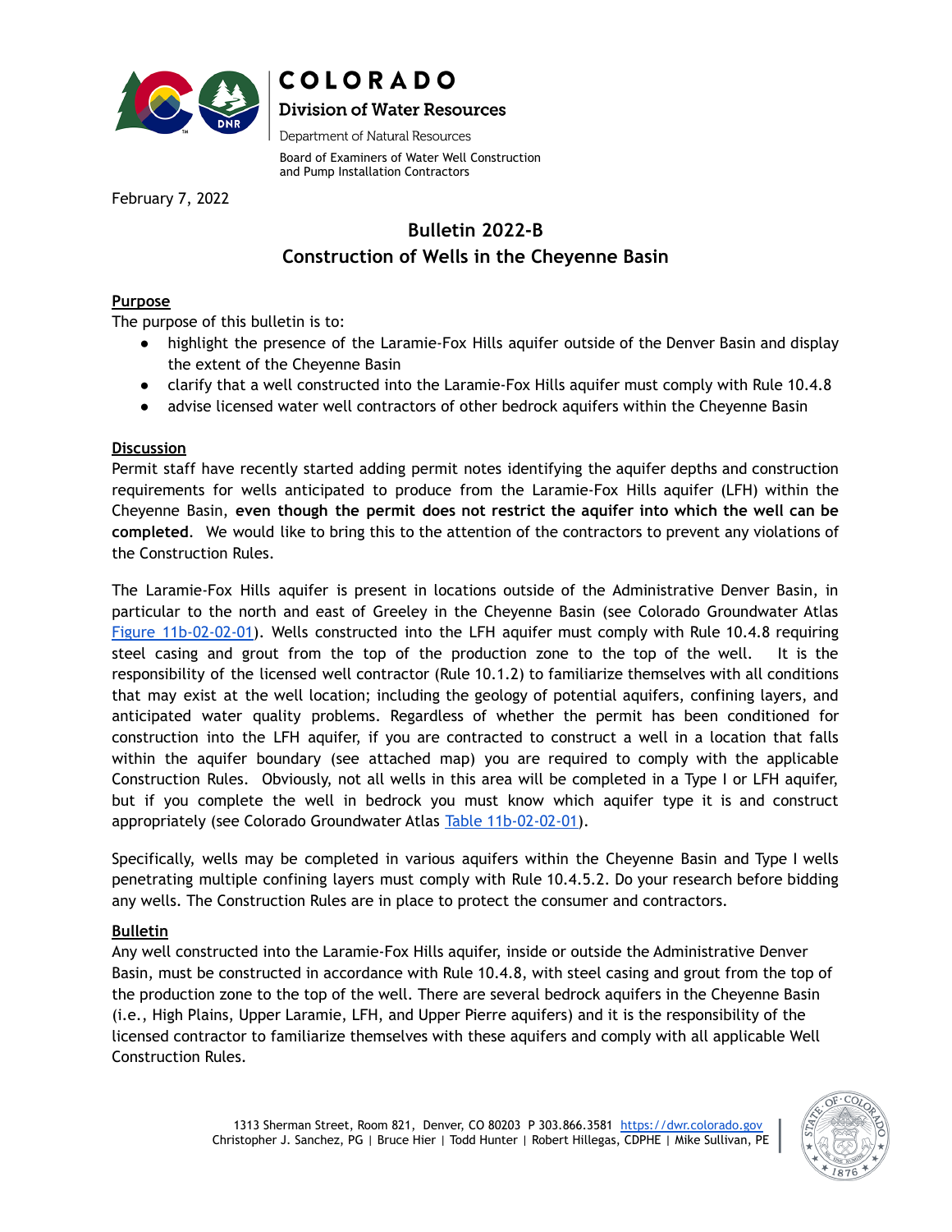COLORADO

Division of Water Resources

Department of Natural Resources

Board of Examiners of Water Well Construction and Pump Installation Contractors

February 7, 2022

# Bulletin 2022-B
# Construction of Wells in the Cheyenne Basin

## Purpose

The purpose of this bulletin is to:

- highlight the presence of the Laramie-Fox Hills aquifer outside of the Denver Basin and display the extent of the Cheyenne Basin
- clarify that a well constructed into the Laramie-Fox Hills aquifer must comply with Rule 10.4.8
- advise licensed water well contractors of other bedrock aquifers within the Cheyenne Basin

## Discussion

Permit staff have recently started adding permit notes identifying the aquifer depths and construction requirements for wells anticipated to produce from the Laramie-Fox Hills aquifer (LFH) within the Cheyenne Basin, **even though the permit does not restrict the aquifer into which the well can be completed**. We would like to bring this to the attention of the contractors to prevent any violations of the Construction Rules.

The Laramie-Fox Hills aquifer is present in locations outside of the Administrative Denver Basin, in particular to the north and east of Greeley in the Cheyenne Basin (see Colorado Groundwater Atlas Figure 11b-02-02-01). Wells constructed into the LFH aquifer must comply with Rule 10.4.8 requiring steel casing and grout from the top of the production zone to the top of the well. It is the responsibility of the licensed well contractor (Rule 10.1.2) to familiarize themselves with all conditions that may exist at the well location; including the geology of potential aquifers, confining layers, and anticipated water quality problems. Regardless of whether the permit has been conditioned for construction into the LFH aquifer, if you are contracted to construct a well in a location that falls within the aquifer boundary (see attached map) you are required to comply with the applicable Construction Rules. Obviously, not all wells in this area will be completed in a Type I or LFH aquifer, but if you complete the well in bedrock you must know which aquifer type it is and construct appropriately (see Colorado Groundwater Atlas Table 11b-02-02-01).

Specifically, wells may be completed in various aquifers within the Cheyenne Basin and Type I wells penetrating multiple confining layers must comply with Rule 10.4.5.2. Do your research before bidding any wells. The Construction Rules are in place to protect the consumer and contractors.

## Bulletin

Any well constructed into the Laramie-Fox Hills aquifer, inside or outside the Administrative Denver Basin, must be constructed in accordance with Rule 10.4.8, with steel casing and grout from the top of the production zone to the top of the well. There are several bedrock aquifers in the Cheyenne Basin (i.e., High Plains, Upper Laramie, LFH, and Upper Pierre aquifers) and it is the responsibility of the licensed contractor to familiarize themselves with these aquifers and comply with all applicable Well Construction Rules.

1313 Sherman Street, Room 821, Denver, CO 80203 P 303.866.3581 https://dwr.colorado.gov
Christopher J. Sanchez, PG | Bruce Hier | Todd Hunter | Robert Hillegas, CDPHE | Mike Sullivan, PE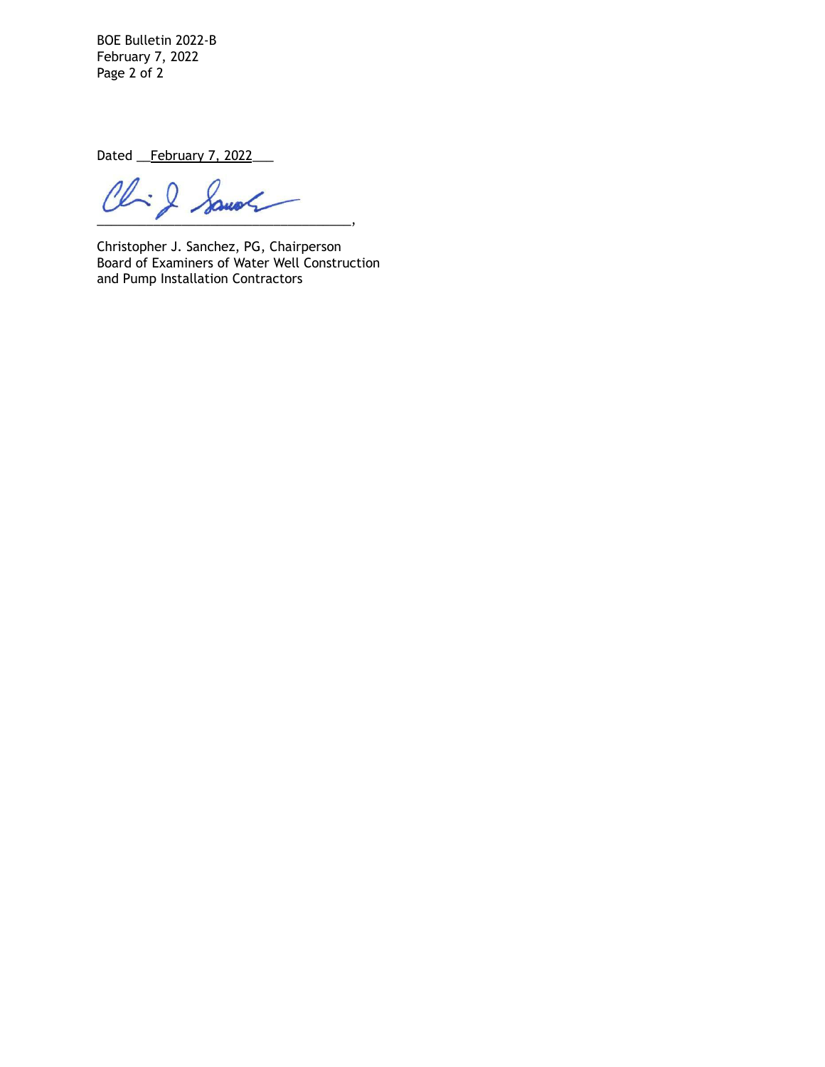Dated February 7, 2022

\_\_\_\_\_\_\_\_\_\_\_\_\_\_\_\_\_\_\_\_\_\_\_\_\_\_\_\_\_\_\_\_\_\_\_,

Christopher J. Sanchez, PG, Chairperson
Board of Examiners of Water Well Construction
and Pump Installation Contractors